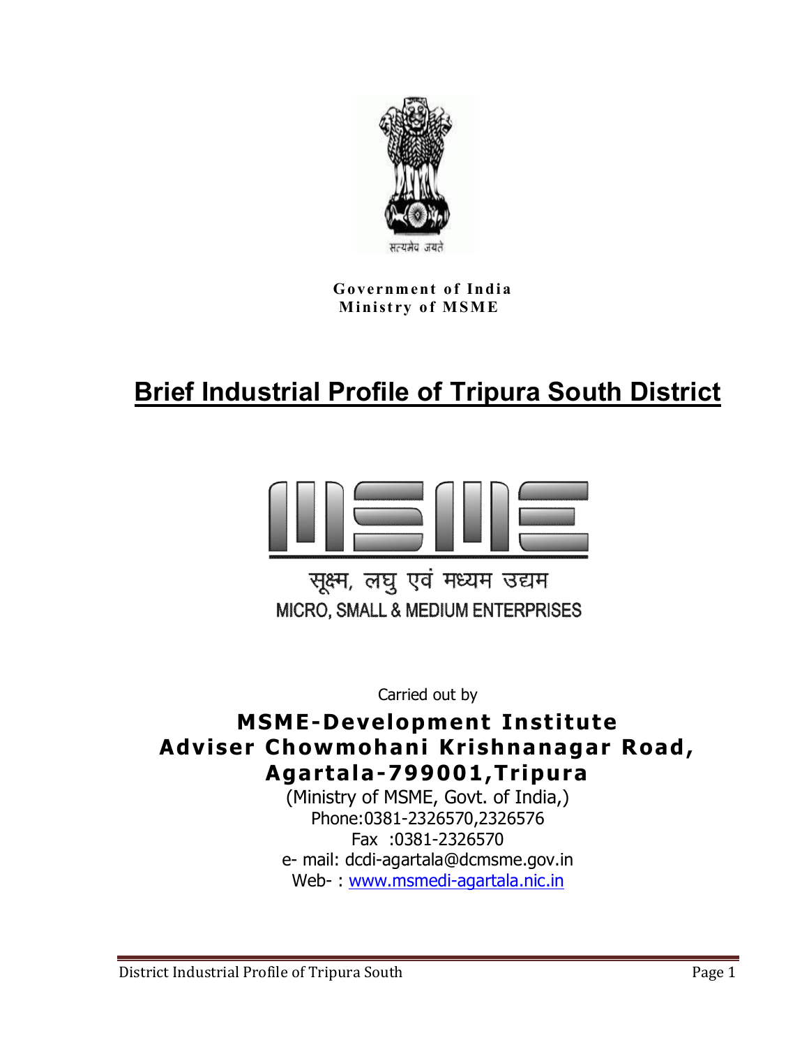सत्यमेव जयते

**Government of India**
**Ministry of MSME**

# Brief Industrial Profile of Tripura South District

सूक्ष्म, लघु एवं मध्यम उद्यम
MICRO, SMALL & MEDIUM ENTERPRISES

Carried out by

**MSME-Development Institute**
**Adviser Chowmohani Krishnanagar Road,**
**Agartala-799001,Tripura**

(Ministry of MSME, Govt. of India,)
Phone:0381-2326570,2326576
Fax :0381-2326570
e- mail: dcdi-agartala@dcmsme.gov.in
Web- : www.msmedi-agartala.nic.in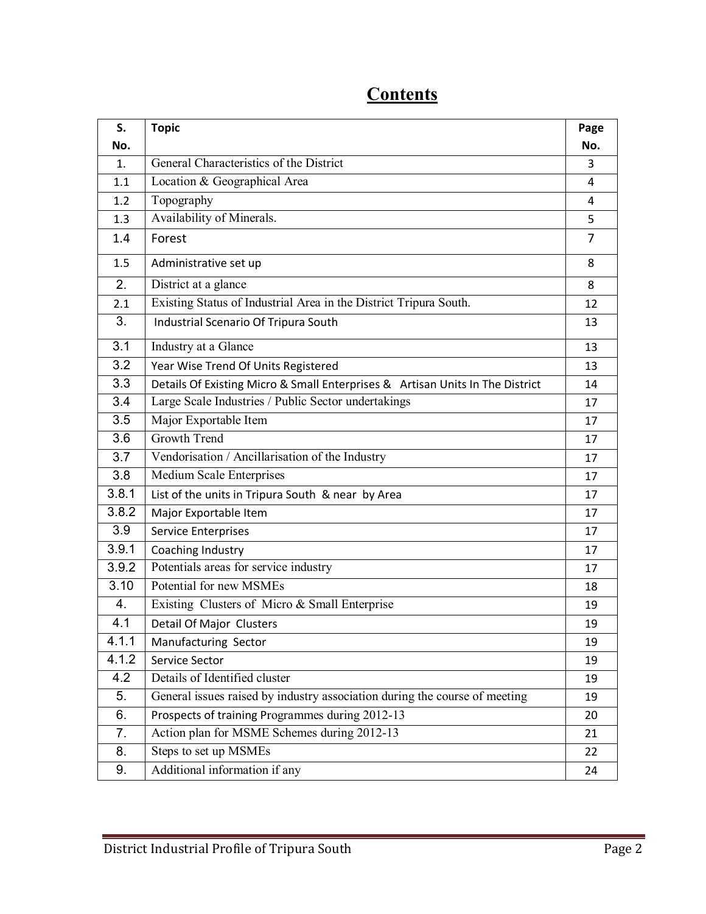# Contents

| S. No. | Topic | Page No. |
|---|---|---|
| 1. | General Characteristics of the District | 3 |
| 1.1 | Location & Geographical Area | 4 |
| 1.2 | Topography | 4 |
| 1.3 | Availability of Minerals. | 5 |
| 1.4 | Forest | 7 |
| 1.5 | Administrative set up | 8 |
| 2. | District at a glance | 8 |
| 2.1 | Existing Status of Industrial Area in the District Tripura South. | 12 |
| 3. | Industrial Scenario Of Tripura South | 13 |
| 3.1 | Industry at a Glance | 13 |
| 3.2 | Year Wise Trend Of Units Registered | 13 |
| 3.3 | Details Of Existing Micro & Small Enterprises & Artisan Units In The District | 14 |
| 3.4 | Large Scale Industries / Public Sector undertakings | 17 |
| 3.5 | Major Exportable Item | 17 |
| 3.6 | Growth Trend | 17 |
| 3.7 | Vendorisation / Ancillarisation of the Industry | 17 |
| 3.8 | Medium Scale Enterprises | 17 |
| 3.8.1 | List of the units in Tripura South & near by Area | 17 |
| 3.8.2 | Major Exportable Item | 17 |
| 3.9 | Service Enterprises | 17 |
| 3.9.1 | Coaching Industry | 17 |
| 3.9.2 | Potentials areas for service industry | 17 |
| 3.10 | Potential for new MSMEs | 18 |
| 4. | Existing Clusters of Micro & Small Enterprise | 19 |
| 4.1 | Detail Of Major Clusters | 19 |
| 4.1.1 | Manufacturing Sector | 19 |
| 4.1.2 | Service Sector | 19 |
| 4.2 | Details of Identified cluster | 19 |
| 5. | General issues raised by industry association during the course of meeting | 19 |
| 6. | Prospects of training Programmes during 2012-13 | 20 |
| 7. | Action plan for MSME Schemes during 2012-13 | 21 |
| 8. | Steps to set up MSMEs | 22 |
| 9. | Additional information if any | 24 |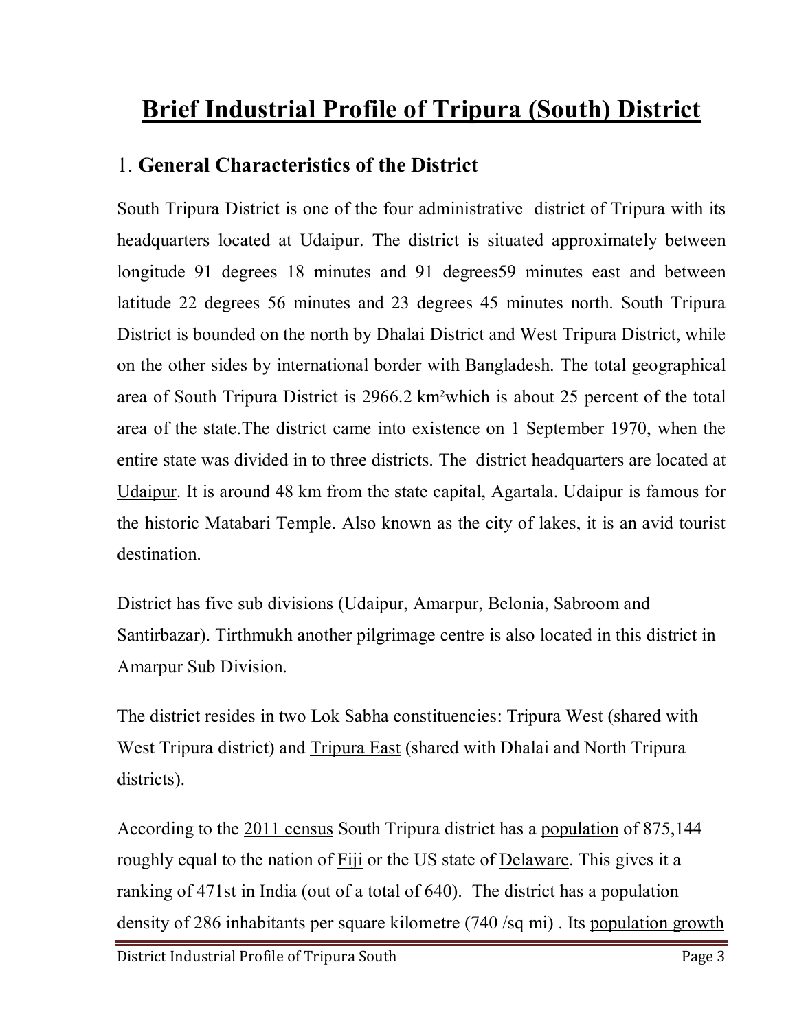# Brief Industrial Profile of Tripura (South) District

## 1. General Characteristics of the District

South Tripura District is one of the four administrative district of Tripura with its headquarters located at Udaipur. The district is situated approximately between longitude 91 degrees 18 minutes and 91 degrees59 minutes east and between latitude 22 degrees 56 minutes and 23 degrees 45 minutes north. South Tripura District is bounded on the north by Dhalai District and West Tripura District, while on the other sides by international border with Bangladesh. The total geographical area of South Tripura District is 2966.2 km²which is about 25 percent of the total area of the state.The district came into existence on 1 September 1970, when the entire state was divided in to three districts. The district headquarters are located at Udaipur. It is around 48 km from the state capital, Agartala. Udaipur is famous for the historic Matabari Temple. Also known as the city of lakes, it is an avid tourist destination.

District has five sub divisions (Udaipur, Amarpur, Belonia, Sabroom and Santirbazar). Tirthmukh another pilgrimage centre is also located in this district in Amarpur Sub Division.

The district resides in two Lok Sabha constituencies: Tripura West (shared with West Tripura district) and Tripura East (shared with Dhalai and North Tripura districts).

According to the 2011 census South Tripura district has a population of 875,144 roughly equal to the nation of Fiji or the US state of Delaware. This gives it a ranking of 471st in India (out of a total of 640). The district has a population density of 286 inhabitants per square kilometre (740 /sq mi) . Its population growth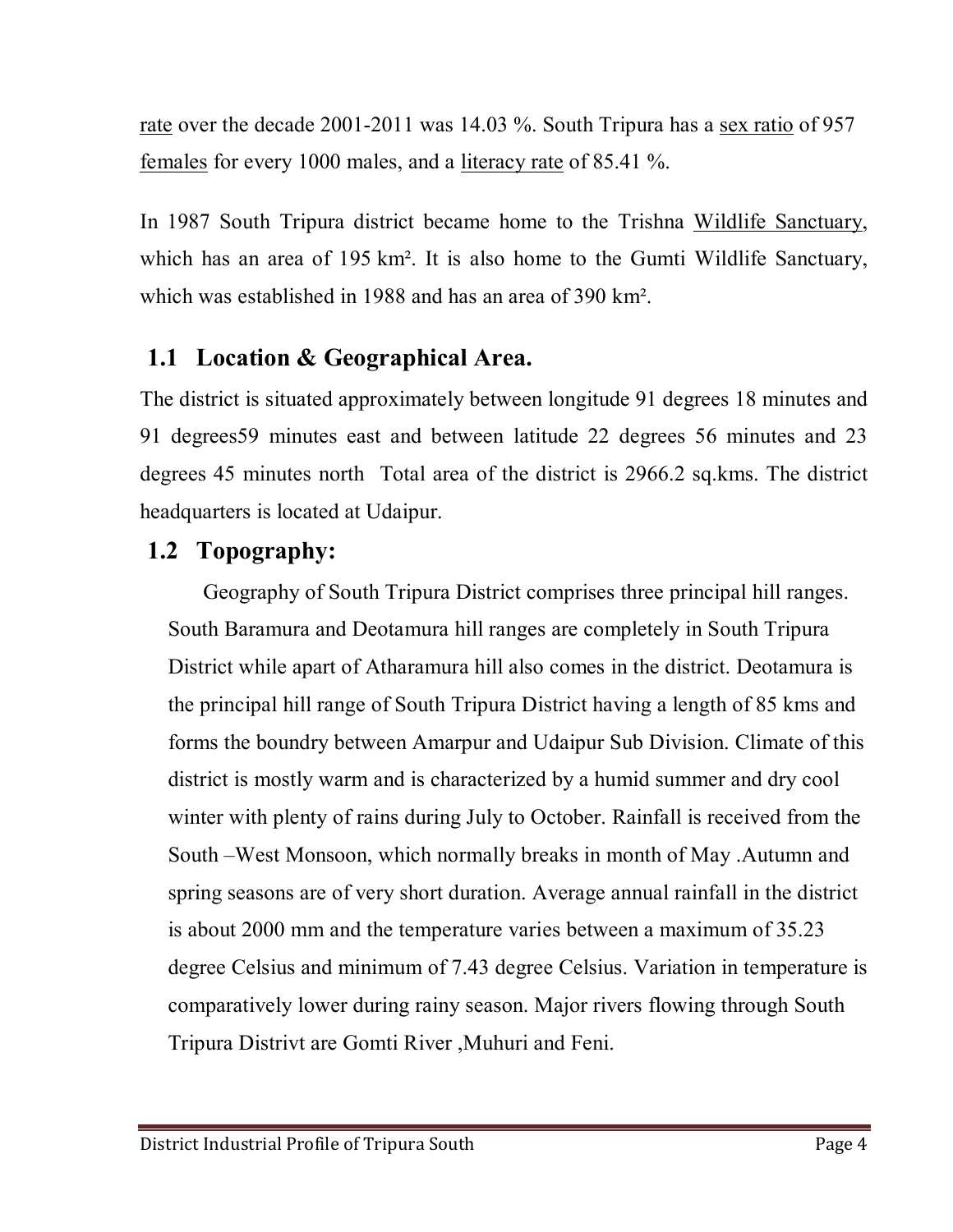rate over the decade 2001-2011 was 14.03 %. South Tripura has a sex ratio of 957 females for every 1000 males, and a literacy rate of 85.41 %.

In 1987 South Tripura district became home to the Trishna Wildlife Sanctuary, which has an area of 195 km². It is also home to the Gumti Wildlife Sanctuary, which was established in 1988 and has an area of 390 km².

## 1.1 Location & Geographical Area.

The district is situated approximately between longitude 91 degrees 18 minutes and 91 degrees59 minutes east and between latitude 22 degrees 56 minutes and 23 degrees 45 minutes north Total area of the district is 2966.2 sq.kms. The district headquarters is located at Udaipur.

## 1.2 Topography:

Geography of South Tripura District comprises three principal hill ranges. South Baramura and Deotamura hill ranges are completely in South Tripura District while apart of Atharamura hill also comes in the district. Deotamura is the principal hill range of South Tripura District having a length of 85 kms and forms the boundry between Amarpur and Udaipur Sub Division. Climate of this district is mostly warm and is characterized by a humid summer and dry cool winter with plenty of rains during July to October. Rainfall is received from the South –West Monsoon, which normally breaks in month of May .Autumn and spring seasons are of very short duration. Average annual rainfall in the district is about 2000 mm and the temperature varies between a maximum of 35.23 degree Celsius and minimum of 7.43 degree Celsius. Variation in temperature is comparatively lower during rainy season. Major rivers flowing through South Tripura Distrivt are Gomti River ,Muhuri and Feni.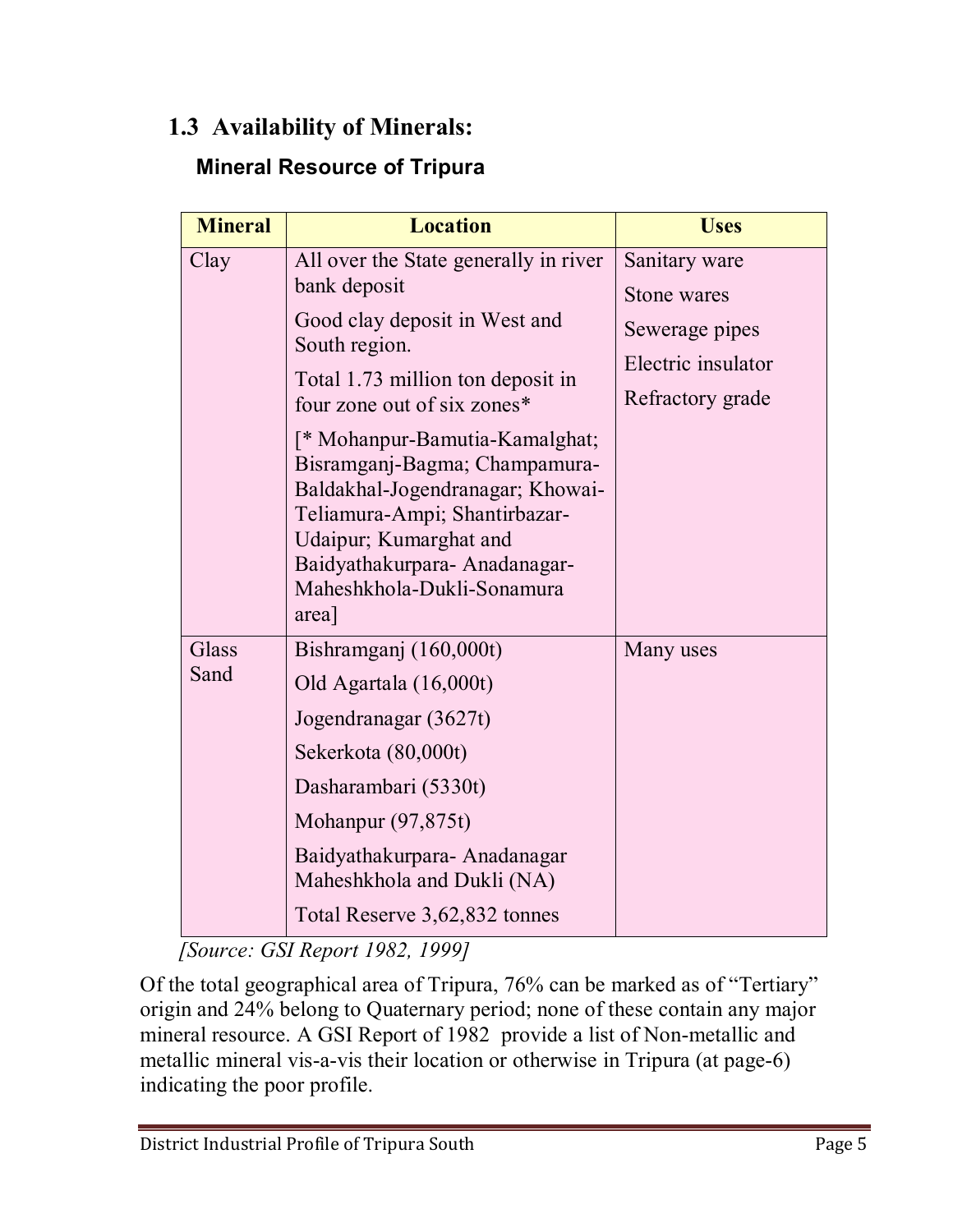## 1.3 Availability of Minerals:

### Mineral Resource of Tripura

| Mineral | Location | Uses |
|---|---|---|
| Clay | All over the State generally in river bank deposit<br><br>Good clay deposit in West and South region.<br><br>Total 1.73 million ton deposit in four zone out of six zones*<br><br>[* Mohanpur-Bamutia-Kamalghat; Bisramganj-Bagma; Champamura-Baldakhal-Jogendranagar; Khowai-Teliamura-Ampi; Shantirbazar-Udaipur; Kumarghat and Baidyathakurpara- Anadanagar-Maheshkhola-Dukli-Sonamura area] | Sanitary ware<br><br>Stone wares<br><br>Sewerage pipes<br><br>Electric insulator<br><br>Refractory grade |
| Glass Sand | Bishramganj (160,000t)<br><br>Old Agartala (16,000t)<br><br>Jogendranagar (3627t)<br><br>Sekerkota (80,000t)<br><br>Dasharambari (5330t)<br><br>Mohanpur (97,875t)<br><br>Baidyathakurpara- Anadanagar Maheshkhola and Dukli (NA)<br><br>Total Reserve 3,62,832 tonnes | Many uses |

*[Source: GSI Report 1982, 1999]*

Of the total geographical area of Tripura, 76% can be marked as of "Tertiary" origin and 24% belong to Quaternary period; none of these contain any major mineral resource. A GSI Report of 1982 provide a list of Non-metallic and metallic mineral vis-a-vis their location or otherwise in Tripura (at page-6) indicating the poor profile.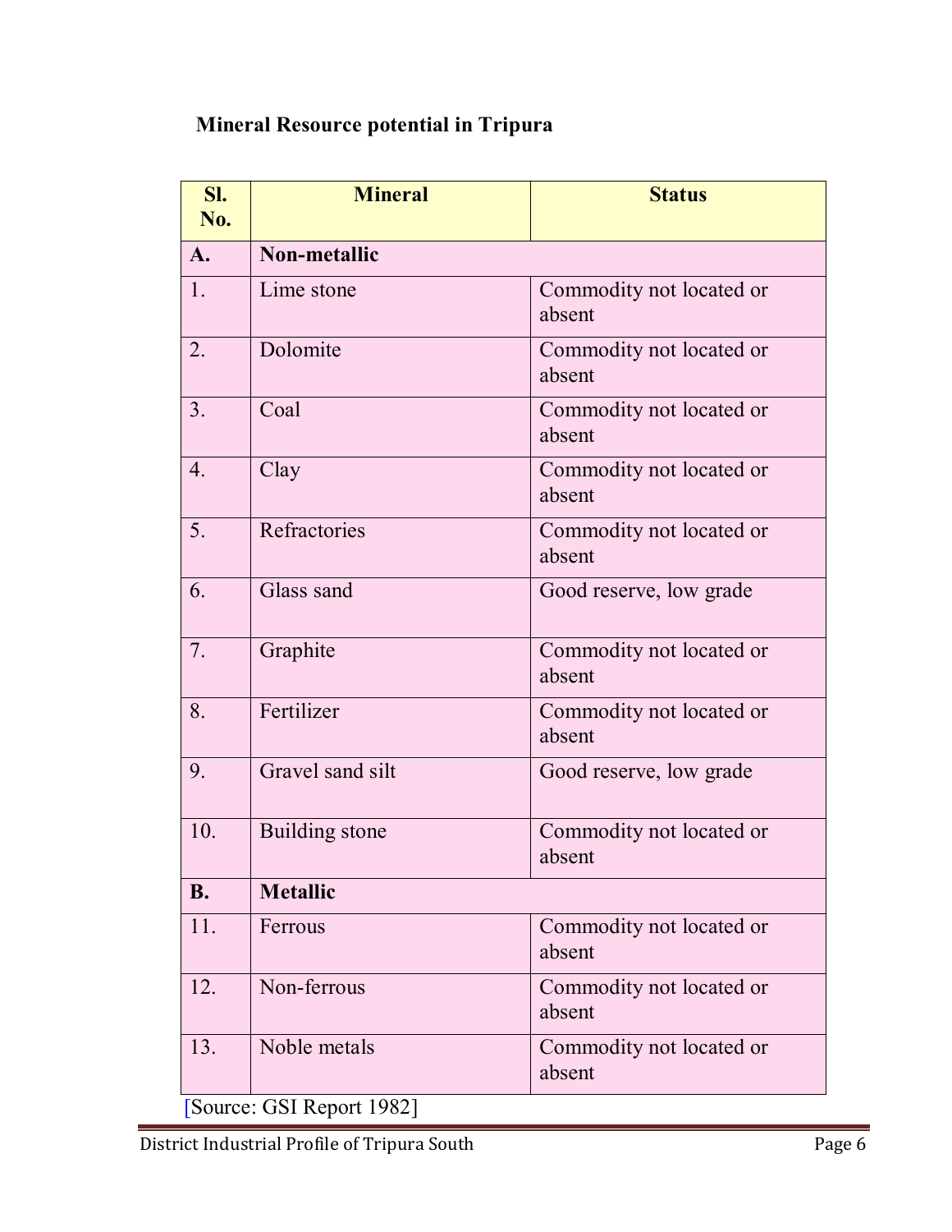**Mineral Resource potential in Tripura**

| Sl. No. | Mineral | Status |
|---|---|---|
| **A.** | **Non-metallic** | |
| 1. | Lime stone | Commodity not located or absent |
| 2. | Dolomite | Commodity not located or absent |
| 3. | Coal | Commodity not located or absent |
| 4. | Clay | Commodity not located or absent |
| 5. | Refractories | Commodity not located or absent |
| 6. | Glass sand | Good reserve, low grade |
| 7. | Graphite | Commodity not located or absent |
| 8. | Fertilizer | Commodity not located or absent |
| 9. | Gravel sand silt | Good reserve, low grade |
| 10. | Building stone | Commodity not located or absent |
| **B.** | **Metallic** | |
| 11. | Ferrous | Commodity not located or absent |
| 12. | Non-ferrous | Commodity not located or absent |
| 13. | Noble metals | Commodity not located or absent |

[Source: GSI Report 1982]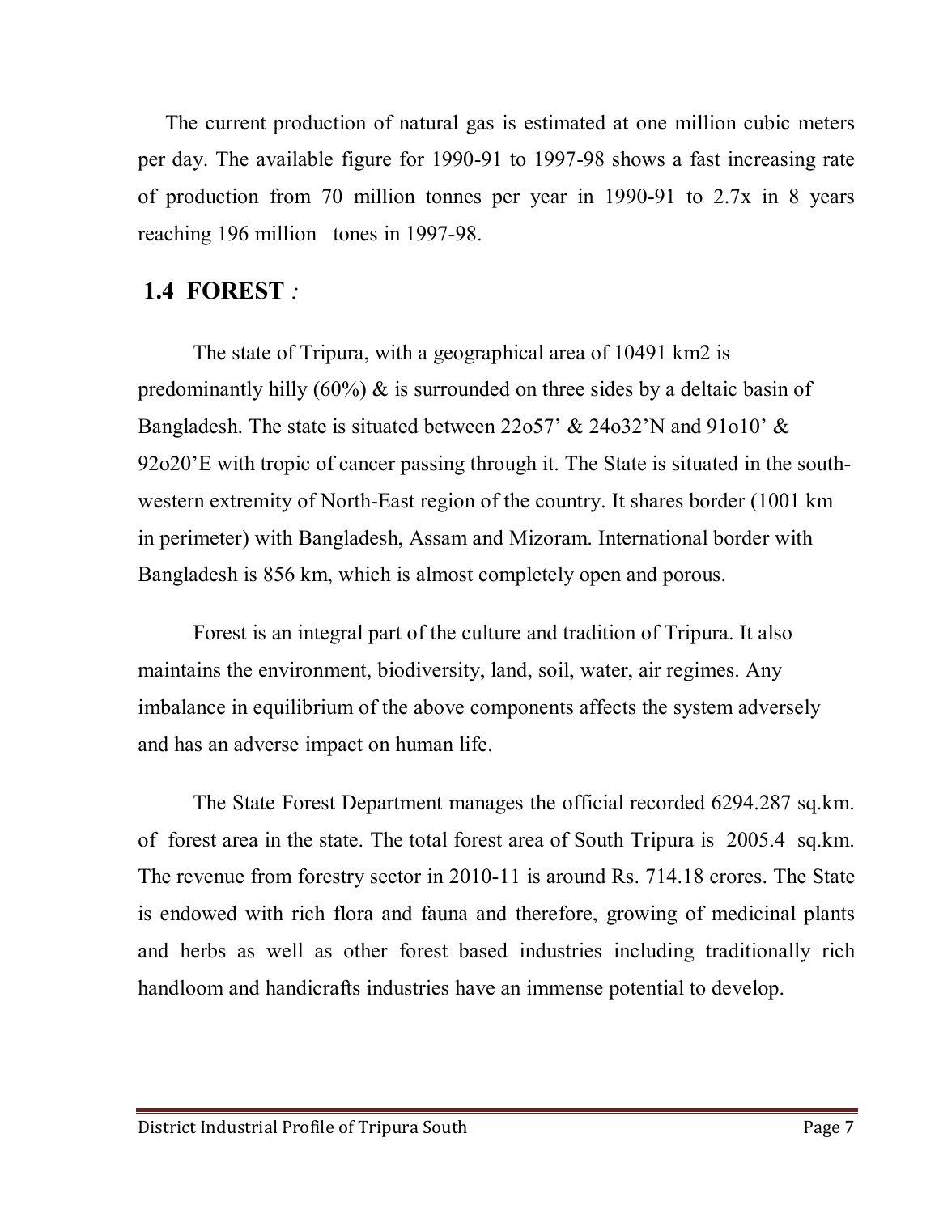The current production of natural gas is estimated at one million cubic meters per day. The available figure for 1990-91 to 1997-98 shows a fast increasing rate of production from 70 million tonnes per year in 1990-91 to 2.7x in 8 years reaching 196 million tones in 1997-98.

## 1.4 FOREST :

The state of Tripura, with a geographical area of 10491 km2 is predominantly hilly (60%) & is surrounded on three sides by a deltaic basin of Bangladesh. The state is situated between 22o57' & 24o32'N and 91o10' & 92o20'E with tropic of cancer passing through it. The State is situated in the south-western extremity of North-East region of the country. It shares border (1001 km in perimeter) with Bangladesh, Assam and Mizoram. International border with Bangladesh is 856 km, which is almost completely open and porous.

Forest is an integral part of the culture and tradition of Tripura. It also maintains the environment, biodiversity, land, soil, water, air regimes. Any imbalance in equilibrium of the above components affects the system adversely and has an adverse impact on human life.

The State Forest Department manages the official recorded 6294.287 sq.km. of forest area in the state. The total forest area of South Tripura is 2005.4 sq.km. The revenue from forestry sector in 2010-11 is around Rs. 714.18 crores. The State is endowed with rich flora and fauna and therefore, growing of medicinal plants and herbs as well as other forest based industries including traditionally rich handloom and handicrafts industries have an immense potential to develop.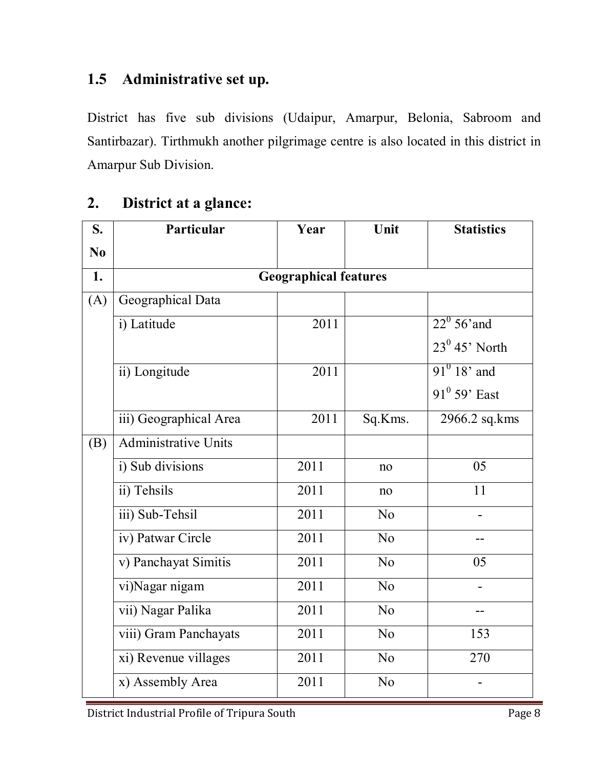## 1.5 Administrative set up.

District has five sub divisions (Udaipur, Amarpur, Belonia, Sabroom and Santirbazar). Tirthmukh another pilgrimage centre is also located in this district in Amarpur Sub Division.

## 2. District at a glance:

| S. No | Particular | Year | Unit | Statistics |
|---|---|---|---|---|
| 1. | Geographical features | | | |
| (A) | Geographical Data | | | |
| | i) Latitude | 2011 | | $22^0$ 56'and $23^0$ 45' North |
| | ii) Longitude | 2011 | | $91^0$ 18' and $91^0$ 59' East |
| | iii) Geographical Area | 2011 | Sq.Kms. | 2966.2 sq.kms |
| (B) | Administrative Units | | | |
| | i) Sub divisions | 2011 | no | 05 |
| | ii) Tehsils | 2011 | no | 11 |
| | iii) Sub-Tehsil | 2011 | No | - |
| | iv) Patwar Circle | 2011 | No | -- |
| | v) Panchayat Simitis | 2011 | No | 05 |
| | vi)Nagar nigam | 2011 | No | - |
| | vii) Nagar Palika | 2011 | No | -- |
| | viii) Gram Panchayats | 2011 | No | 153 |
| | xi) Revenue villages | 2011 | No | 270 |
| | x) Assembly Area | 2011 | No | - |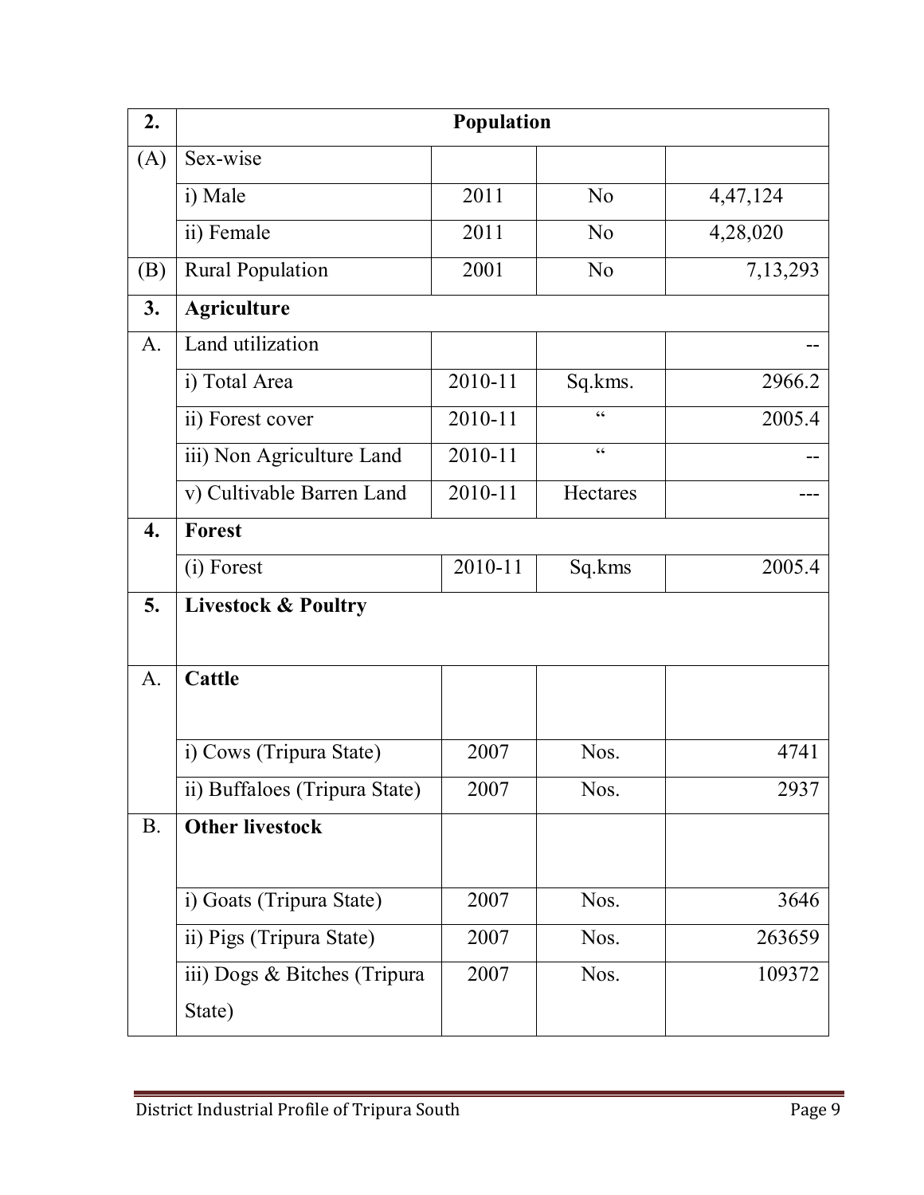| 2. | **Population** | | | |
|---|---|---|---|---|
| (A) | Sex-wise | | | |
| | i) Male | 2011 | No | 4,47,124 |
| | ii) Female | 2011 | No | 4,28,020 |
| (B) | Rural Population | 2001 | No | 7,13,293 |
| **3.** | **Agriculture** | | | |
| A. | Land utilization | | | -- |
| | i) Total Area | 2010-11 | Sq.kms. | 2966.2 |
| | ii) Forest cover | 2010-11 | " | 2005.4 |
| | iii) Non Agriculture Land | 2010-11 | " | -- |
| | v) Cultivable Barren Land | 2010-11 | Hectares | --- |
| **4.** | **Forest** | | | |
| | (i) Forest | 2010-11 | Sq.kms | 2005.4 |
| **5.** | **Livestock & Poultry** | | | |
| A. | **Cattle** | | | |
| | i) Cows (Tripura State) | 2007 | Nos. | 4741 |
| | ii) Buffaloes (Tripura State) | 2007 | Nos. | 2937 |
| B. | **Other livestock** | | | |
| | i) Goats (Tripura State) | 2007 | Nos. | 3646 |
| | ii) Pigs (Tripura State) | 2007 | Nos. | 263659 |
| | iii) Dogs & Bitches (Tripura State) | 2007 | Nos. | 109372 |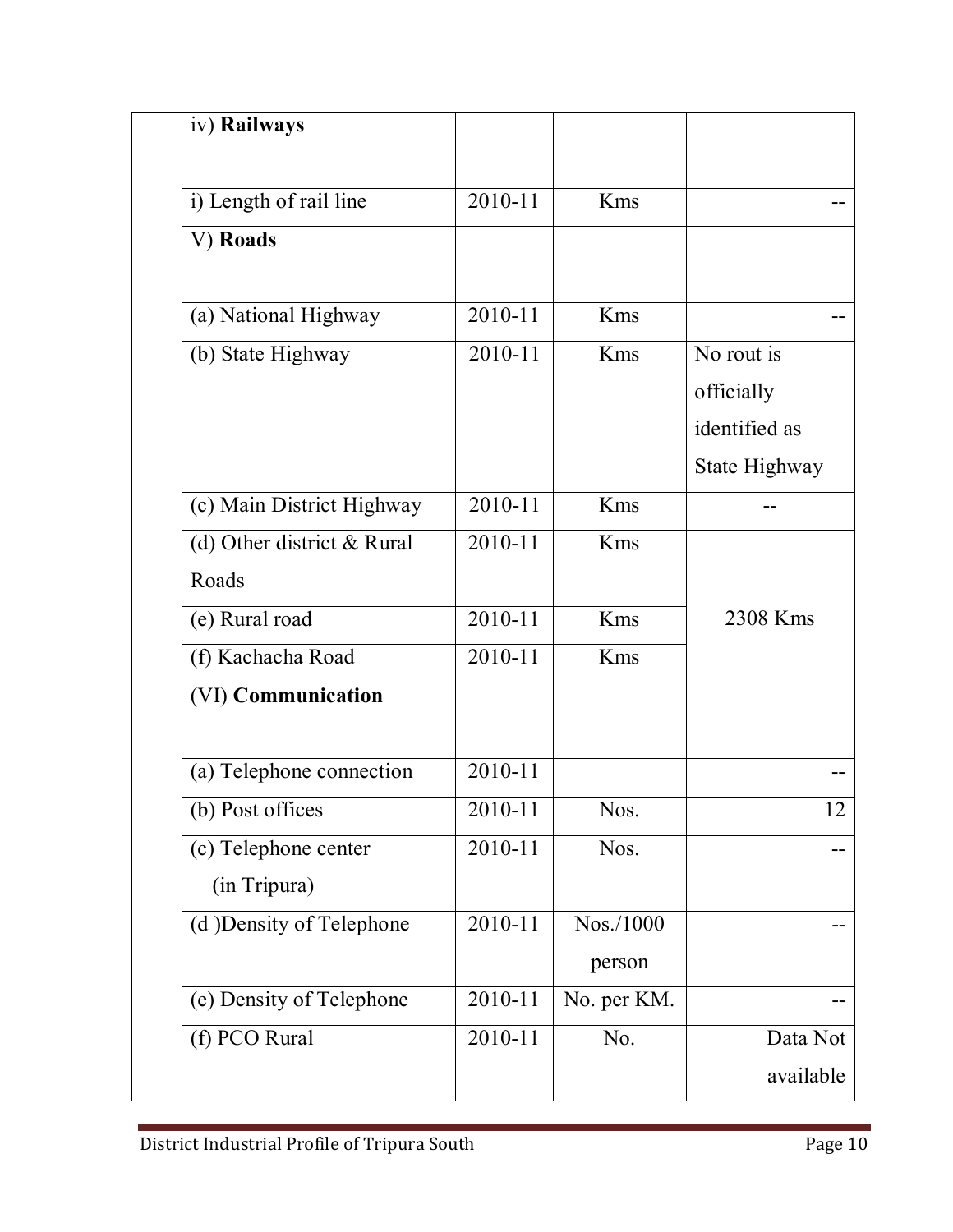| | iv) **Railways** | | | |
|---|---|---|---|---|
| | i) Length of rail line | 2010-11 | Kms | -- |
| | V) **Roads** | | | |
| | (a) National Highway | 2010-11 | Kms | -- |
| | (b) State Highway | 2010-11 | Kms | No rout is officially identified as State Highway |
| | (c) Main District Highway | 2010-11 | Kms | -- |
| | (d) Other district & Rural Roads | 2010-11 | Kms | 2308 Kms |
| | (e) Rural road | 2010-11 | Kms | |
| | (f) Kachacha Road | 2010-11 | Kms | |
| | (VI) **Communication** | | | |
| | (a) Telephone connection | 2010-11 | | -- |
| | (b) Post offices | 2010-11 | Nos. | 12 |
| | (c) Telephone center (in Tripura) | 2010-11 | Nos. | -- |
| | (d )Density of Telephone | 2010-11 | Nos./1000 person | -- |
| | (e) Density of Telephone | 2010-11 | No. per KM. | -- |
| | (f) PCO Rural | 2010-11 | No. | Data Not available |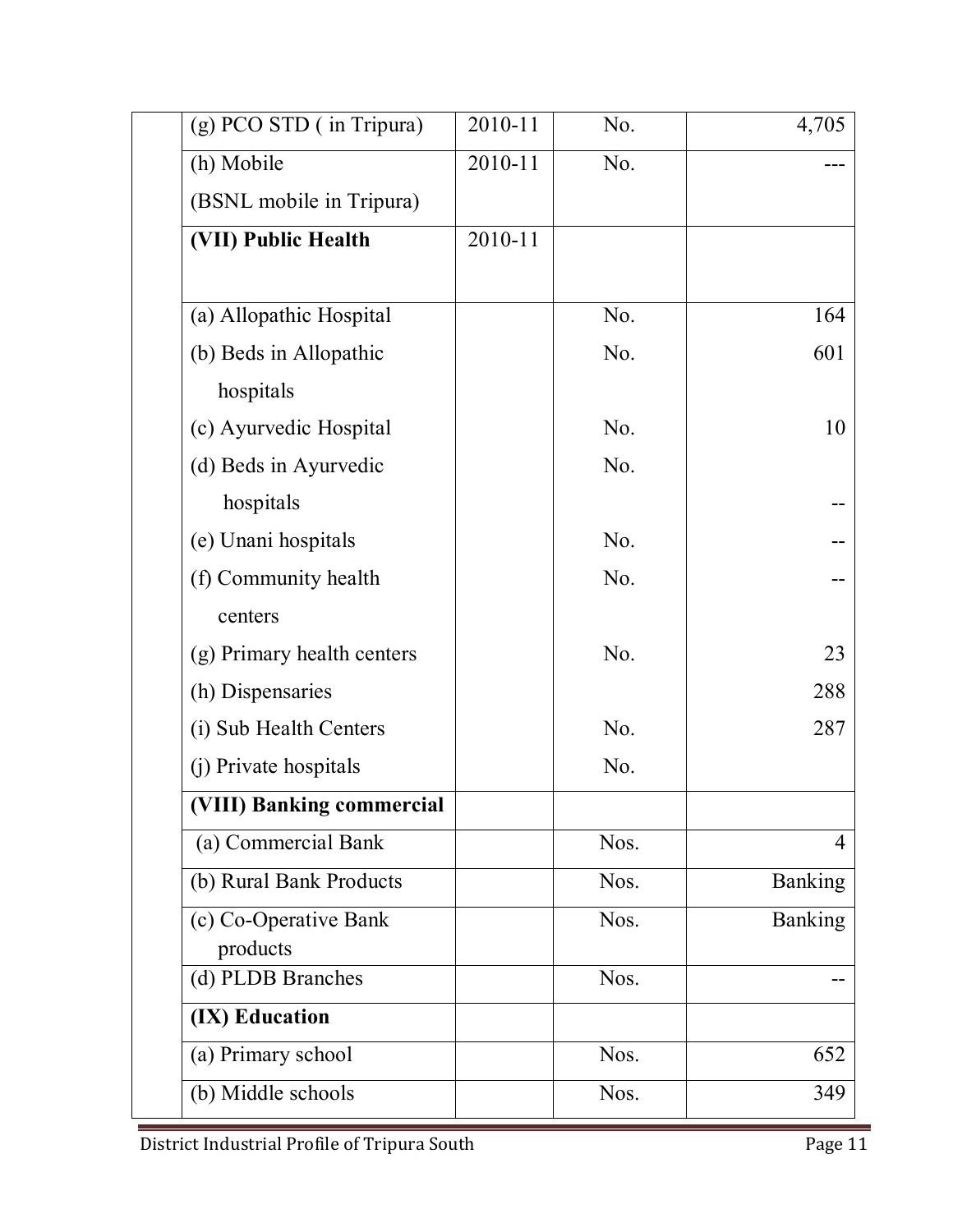| | | | |
|---|---|---|---|
| (g) PCO STD ( in Tripura) | 2010-11 | No. | 4,705 |
| (h) Mobile (BSNL mobile in Tripura) | 2010-11 | No. | --- |
| **(VII) Public Health** | 2010-11 | | |
| (a) Allopathic Hospital | | No. | 164 |
| (b) Beds in Allopathic hospitals | | No. | 601 |
| (c) Ayurvedic Hospital | | No. | 10 |
| (d) Beds in Ayurvedic hospitals | | No. | -- |
| (e) Unani hospitals | | No. | -- |
| (f) Community health centers | | No. | -- |
| (g) Primary health centers | | No. | 23 |
| (h) Dispensaries | | | 288 |
| (i) Sub Health Centers | | No. | 287 |
| (j) Private hospitals | | No. | |
| **(VIII) Banking commercial** | | | |
| (a) Commercial Bank | | Nos. | 4 |
| (b) Rural Bank Products | | Nos. | Banking |
| (c) Co-Operative Bank products | | Nos. | Banking |
| (d) PLDB Branches | | Nos. | -- |
| **(IX) Education** | | | |
| (a) Primary school | | Nos. | 652 |
| (b) Middle schools | | Nos. | 349 |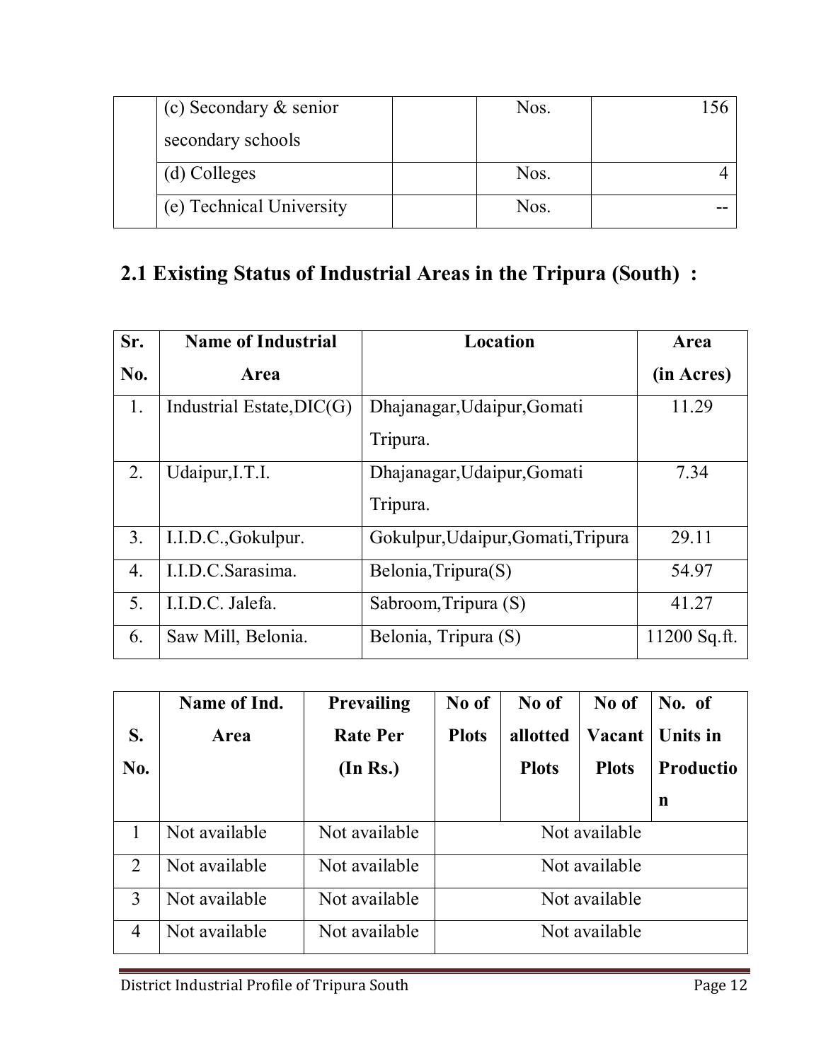|  | (c) Secondary & senior secondary schools |  | Nos. | 156 |
|---|---|---|---|---|
|  | (d) Colleges |  | Nos. | 4 |
|  | (e) Technical University |  | Nos. | -- |

## 2.1 Existing Status of Industrial Areas in the Tripura (South) :

| Sr. No. | Name of Industrial Area | Location | Area (in Acres) |
|---|---|---|---|
| 1. | Industrial Estate,DIC(G) | Dhajanagar,Udaipur,Gomati Tripura. | 11.29 |
| 2. | Udaipur,I.T.I. | Dhajanagar,Udaipur,Gomati Tripura. | 7.34 |
| 3. | I.I.D.C.,Gokulpur. | Gokulpur,Udaipur,Gomati,Tripura | 29.11 |
| 4. | I.I.D.C.Sarasima. | Belonia,Tripura(S) | 54.97 |
| 5. | I.I.D.C. Jalefa. | Sabroom,Tripura (S) | 41.27 |
| 6. | Saw Mill, Belonia. | Belonia, Tripura (S) | 11200 Sq.ft. |

| S. No. | Name of Ind. Area | Prevailing Rate Per (In Rs.) | No of Plots | No of allotted Plots | No of Vacant Plots | No. of Units in Production |
|---|---|---|---|---|---|---|
| 1 | Not available | Not available | Not available | | | |
| 2 | Not available | Not available | Not available | | | |
| 3 | Not available | Not available | Not available | | | |
| 4 | Not available | Not available | Not available | | | |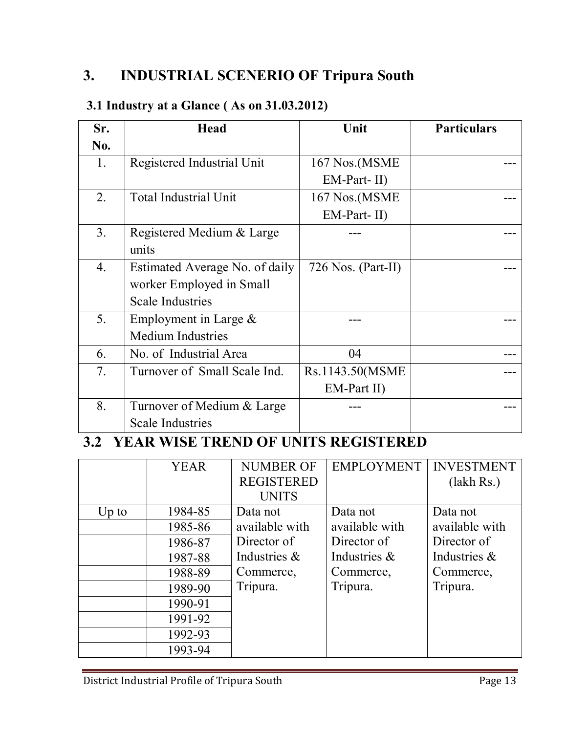## 3. INDUSTRIAL SCENERIO OF Tripura South

### 3.1 Industry at a Glance ( As on 31.03.2012)

| Sr. No. | Head | Unit | Particulars |
|---|---|---|---|
| 1. | Registered Industrial Unit | 167 Nos.(MSME EM-Part- II) | --- |
| 2. | Total Industrial Unit | 167 Nos.(MSME EM-Part- II) | --- |
| 3. | Registered Medium & Large units | --- | --- |
| 4. | Estimated Average No. of daily worker Employed in Small Scale Industries | 726 Nos. (Part-II) | --- |
| 5. | Employment in Large & Medium Industries | --- | --- |
| 6. | No. of Industrial Area | 04 | --- |
| 7. | Turnover of Small Scale Ind. | Rs.1143.50(MSME EM-Part II) | --- |
| 8. | Turnover of Medium & Large Scale Industries | --- | --- |

### 3.2 YEAR WISE TREND OF UNITS REGISTERED

| | YEAR | NUMBER OF REGISTERED UNITS | EMPLOYMENT | INVESTMENT (lakh Rs.) |
|---|---|---|---|---|
| Up to | 1984-85 | Data not available with Director of Industries & Commerce, Tripura. | Data not available with Director of Industries & Commerce, Tripura. | Data not available with Director of Industries & Commerce, Tripura. |
| | 1985-86 | | | |
| | 1986-87 | | | |
| | 1987-88 | | | |
| | 1988-89 | | | |
| | 1989-90 | | | |
| | 1990-91 | | | |
| | 1991-92 | | | |
| | 1992-93 | | | |
| | 1993-94 | | | |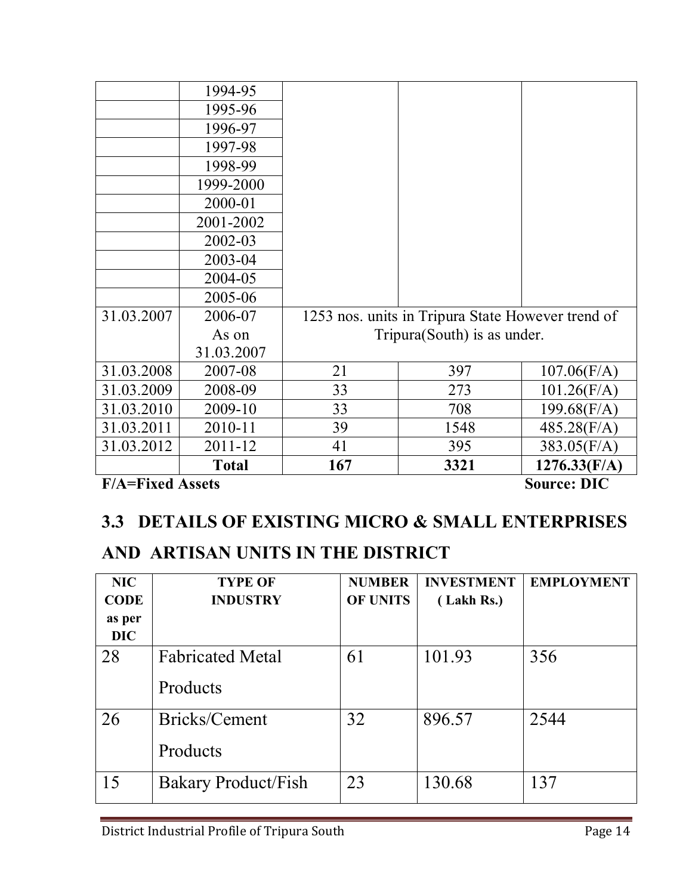| | | | | |
|---|---|---|---|---|
| | 1994-95 | | | |
| | 1995-96 | | | |
| | 1996-97 | | | |
| | 1997-98 | | | |
| | 1998-99 | | | |
| | 1999-2000 | | | |
| | 2000-01 | | | |
| | 2001-2002 | | | |
| | 2002-03 | | | |
| | 2003-04 | | | |
| | 2004-05 | | | |
| | 2005-06 | | | |
| 31.03.2007 | 2006-07 As on 31.03.2007 | 1253 nos. units in Tripura State However trend of Tripura(South) is as under. | | |
| 31.03.2008 | 2007-08 | 21 | 397 | 107.06(F/A) |
| 31.03.2009 | 2008-09 | 33 | 273 | 101.26(F/A) |
| 31.03.2010 | 2009-10 | 33 | 708 | 199.68(F/A) |
| 31.03.2011 | 2010-11 | 39 | 1548 | 485.28(F/A) |
| 31.03.2012 | 2011-12 | 41 | 395 | 383.05(F/A) |
| | **Total** | **167** | **3321** | **1276.33(F/A)** |

**F/A=Fixed Assets** **Source: DIC**

## 3.3 DETAILS OF EXISTING MICRO & SMALL ENTERPRISES AND ARTISAN UNITS IN THE DISTRICT

| NIC CODE as per DIC | TYPE OF INDUSTRY | NUMBER OF UNITS | INVESTMENT ( Lakh Rs.) | EMPLOYMENT |
|---|---|---|---|---|
| 28 | Fabricated Metal Products | 61 | 101.93 | 356 |
| 26 | Bricks/Cement Products | 32 | 896.57 | 2544 |
| 15 | Bakary Product/Fish | 23 | 130.68 | 137 |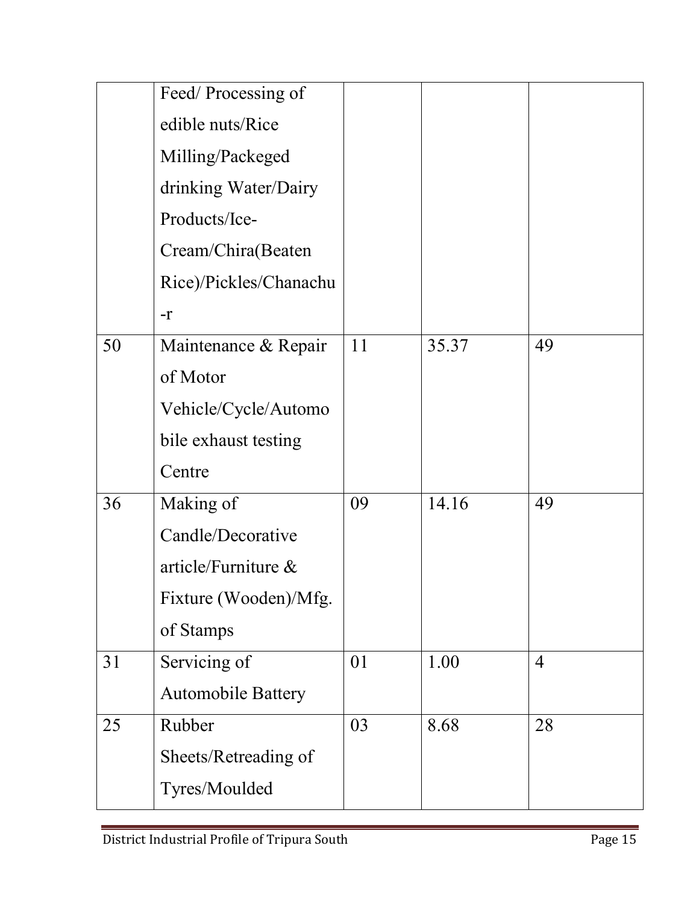| | | | | |
|---|---|---|---|---|
| | Feed/ Processing of edible nuts/Rice Milling/Packeged drinking Water/Dairy Products/Ice-Cream/Chira(Beaten Rice)/Pickles/Chanachu-r | | | |
| 50 | Maintenance & Repair of Motor Vehicle/Cycle/Automobile exhaust testing Centre | 11 | 35.37 | 49 |
| 36 | Making of Candle/Decorative article/Furniture & Fixture (Wooden)/Mfg. of Stamps | 09 | 14.16 | 49 |
| 31 | Servicing of Automobile Battery | 01 | 1.00 | 4 |
| 25 | Rubber Sheets/Retreading of Tyres/Moulded | 03 | 8.68 | 28 |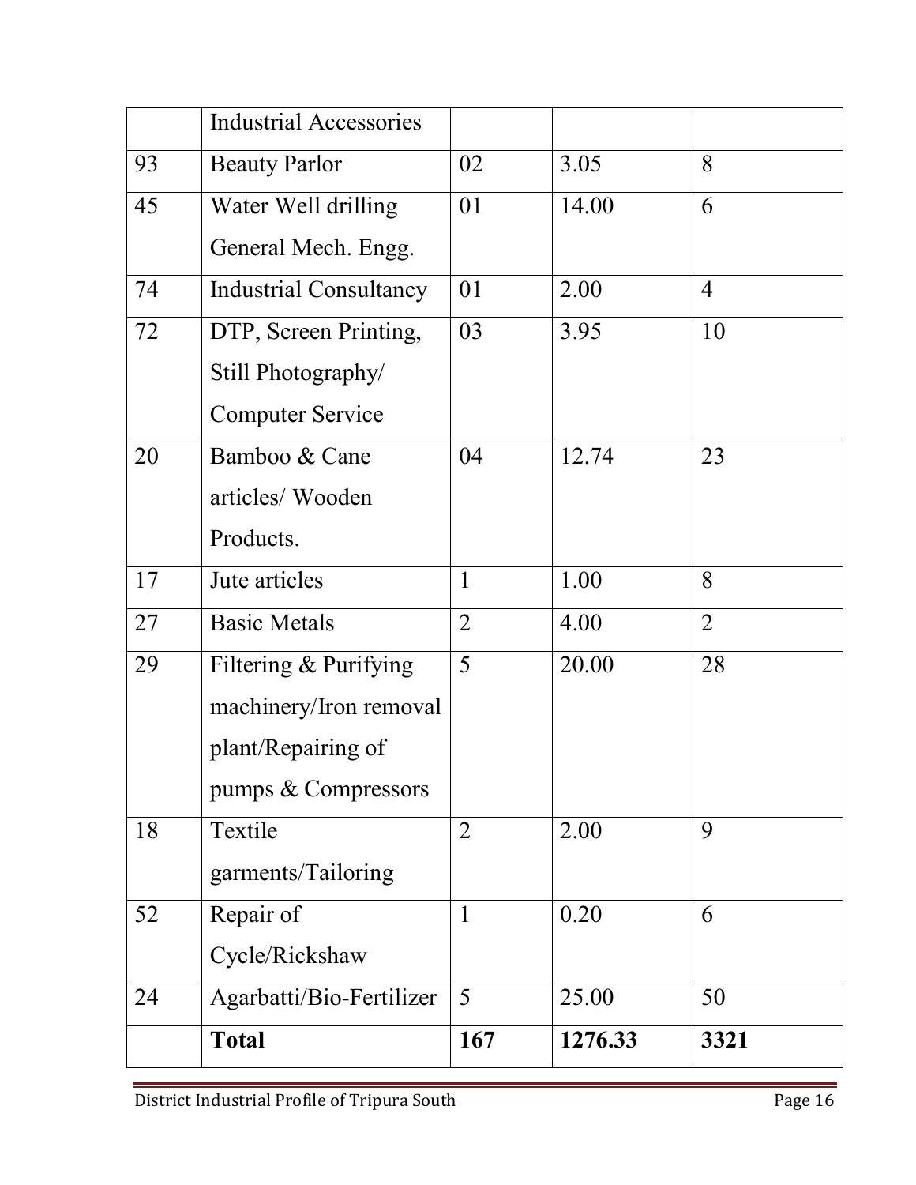| | | | | |
|---|---|---|---|---|
| | Industrial Accessories | | | |
| 93 | Beauty Parlor | 02 | 3.05 | 8 |
| 45 | Water Well drilling General Mech. Engg. | 01 | 14.00 | 6 |
| 74 | Industrial Consultancy | 01 | 2.00 | 4 |
| 72 | DTP, Screen Printing, Still Photography/ Computer Service | 03 | 3.95 | 10 |
| 20 | Bamboo & Cane articles/ Wooden Products. | 04 | 12.74 | 23 |
| 17 | Jute articles | 1 | 1.00 | 8 |
| 27 | Basic Metals | 2 | 4.00 | 2 |
| 29 | Filtering & Purifying machinery/Iron removal plant/Repairing of pumps & Compressors | 5 | 20.00 | 28 |
| 18 | Textile garments/Tailoring | 2 | 2.00 | 9 |
| 52 | Repair of Cycle/Rickshaw | 1 | 0.20 | 6 |
| 24 | Agarbatti/Bio-Fertilizer | 5 | 25.00 | 50 |
| | **Total** | **167** | **1276.33** | **3321** |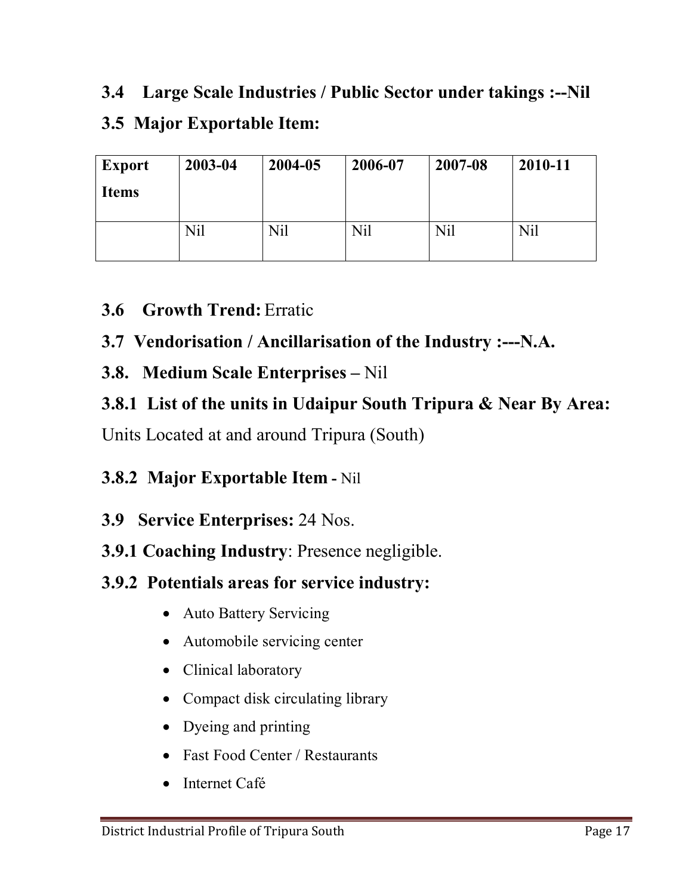### 3.4 Large Scale Industries / Public Sector under takings :--Nil

### 3.5 Major Exportable Item:

| Export Items | 2003-04 | 2004-05 | 2006-07 | 2007-08 | 2010-11 |
|---|---|---|---|---|---|
| | Nil | Nil | Nil | Nil | Nil |

### 3.6 Growth Trend: Erratic

### 3.7 Vendorisation / Ancillarisation of the Industry :---N.A.

### 3.8. Medium Scale Enterprises – Nil

### 3.8.1 List of the units in Udaipur South Tripura & Near By Area:

Units Located at and around Tripura (South)

### 3.8.2 Major Exportable Item - Nil

### 3.9 Service Enterprises: 24 Nos.

### 3.9.1 Coaching Industry: Presence negligible.

### 3.9.2 Potentials areas for service industry:

- Auto Battery Servicing
- Automobile servicing center
- Clinical laboratory
- Compact disk circulating library
- Dyeing and printing
- Fast Food Center / Restaurants
- Internet Café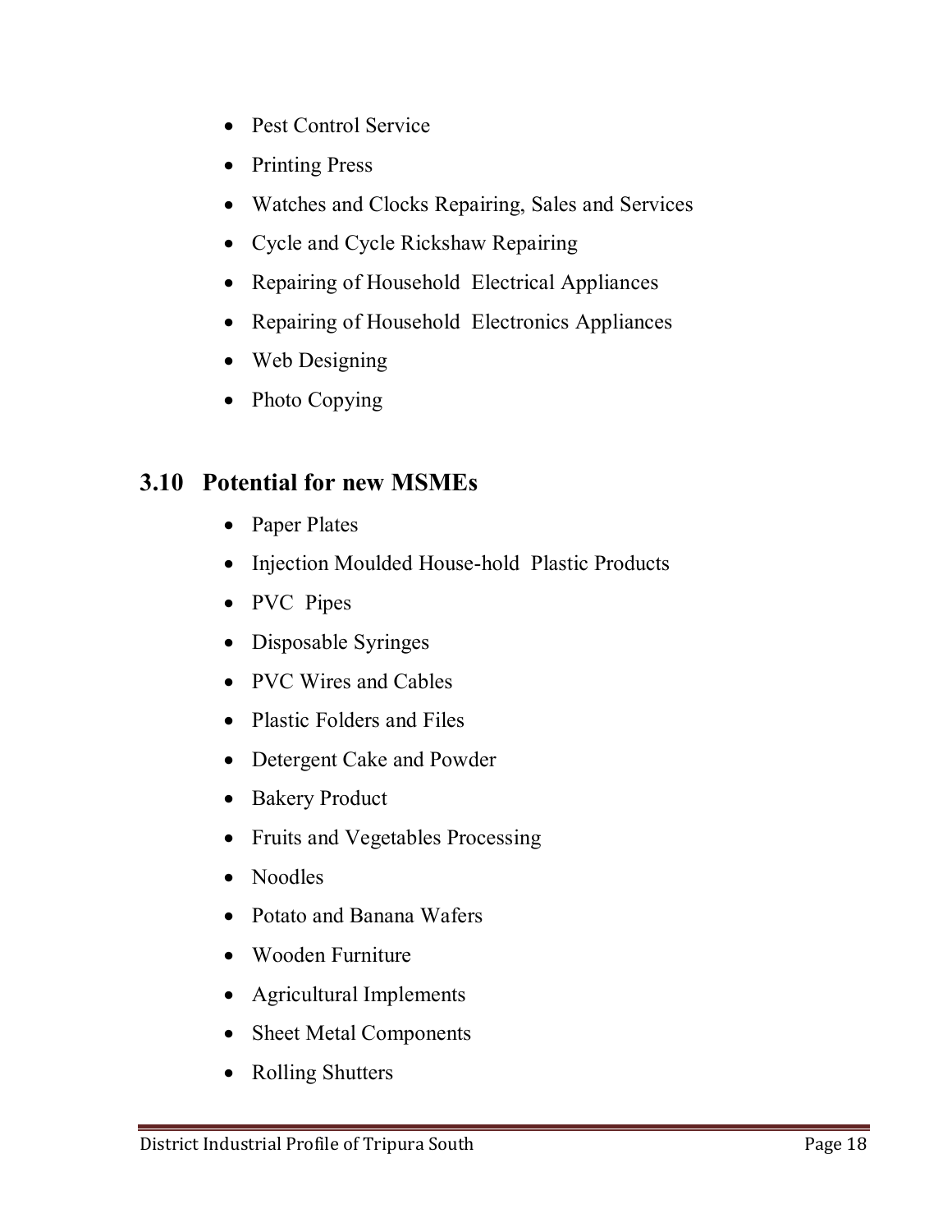- Pest Control Service
- Printing Press
- Watches and Clocks Repairing, Sales and Services
- Cycle and Cycle Rickshaw Repairing
- Repairing of Household Electrical Appliances
- Repairing of Household Electronics Appliances
- Web Designing
- Photo Copying

## 3.10 Potential for new MSMEs

- Paper Plates
- Injection Moulded House-hold Plastic Products
- PVC Pipes
- Disposable Syringes
- PVC Wires and Cables
- Plastic Folders and Files
- Detergent Cake and Powder
- Bakery Product
- Fruits and Vegetables Processing
- Noodles
- Potato and Banana Wafers
- Wooden Furniture
- Agricultural Implements
- Sheet Metal Components
- Rolling Shutters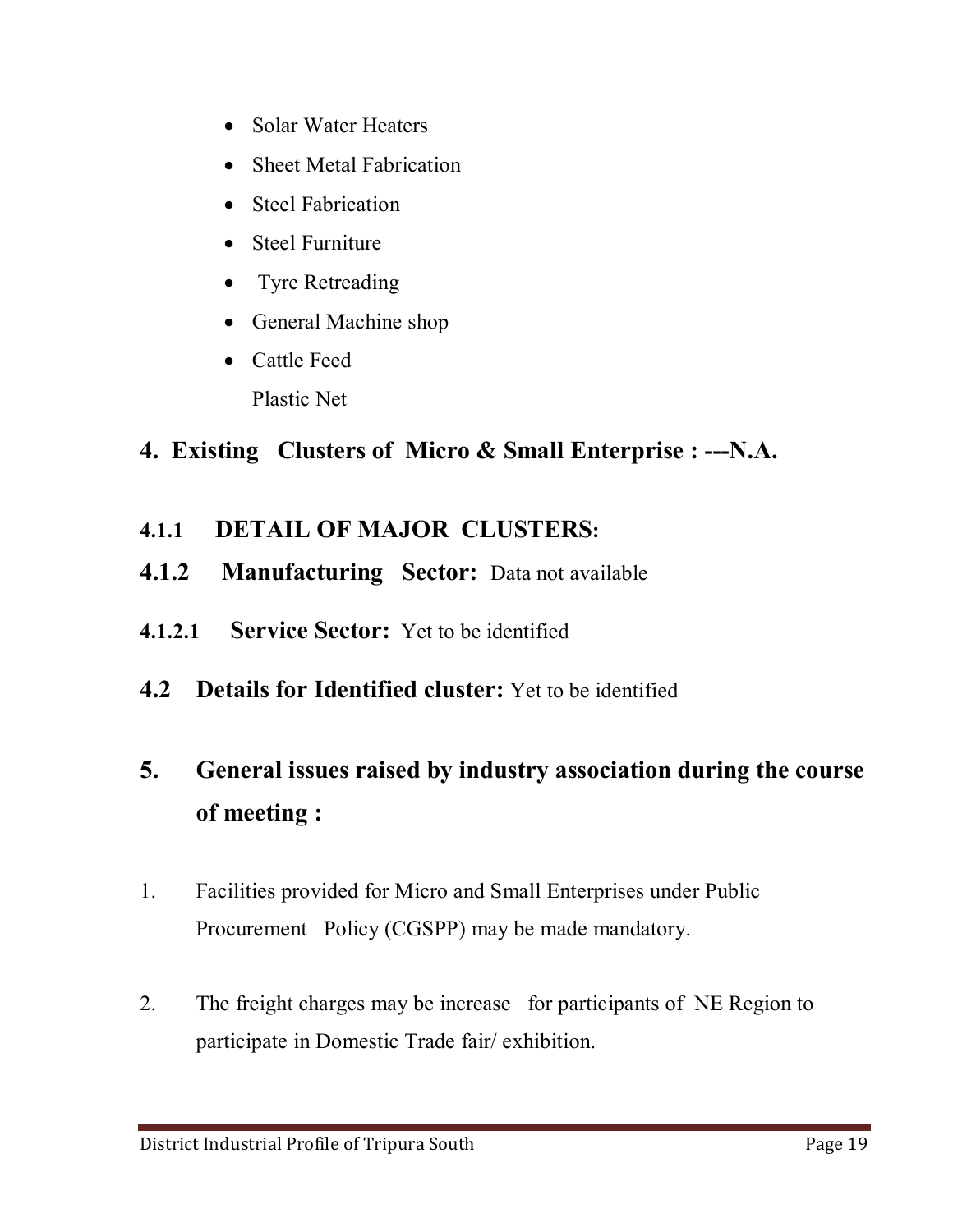- Solar Water Heaters
- Sheet Metal Fabrication
- Steel Fabrication
- Steel Furniture
- Tyre Retreading
- General Machine shop
- Cattle Feed

  Plastic Net

## 4. Existing Clusters of Micro & Small Enterprise : ---N.A.

### 4.1.1 DETAIL OF MAJOR CLUSTERS:

### 4.1.2 Manufacturing Sector: Data not available

#### 4.1.2.1 Service Sector: Yet to be identified

### 4.2 Details for Identified cluster: Yet to be identified

## 5. General issues raised by industry association during the course of meeting :

1. Facilities provided for Micro and Small Enterprises under Public Procurement Policy (CGSPP) may be made mandatory.

2. The freight charges may be increase for participants of NE Region to participate in Domestic Trade fair/ exhibition.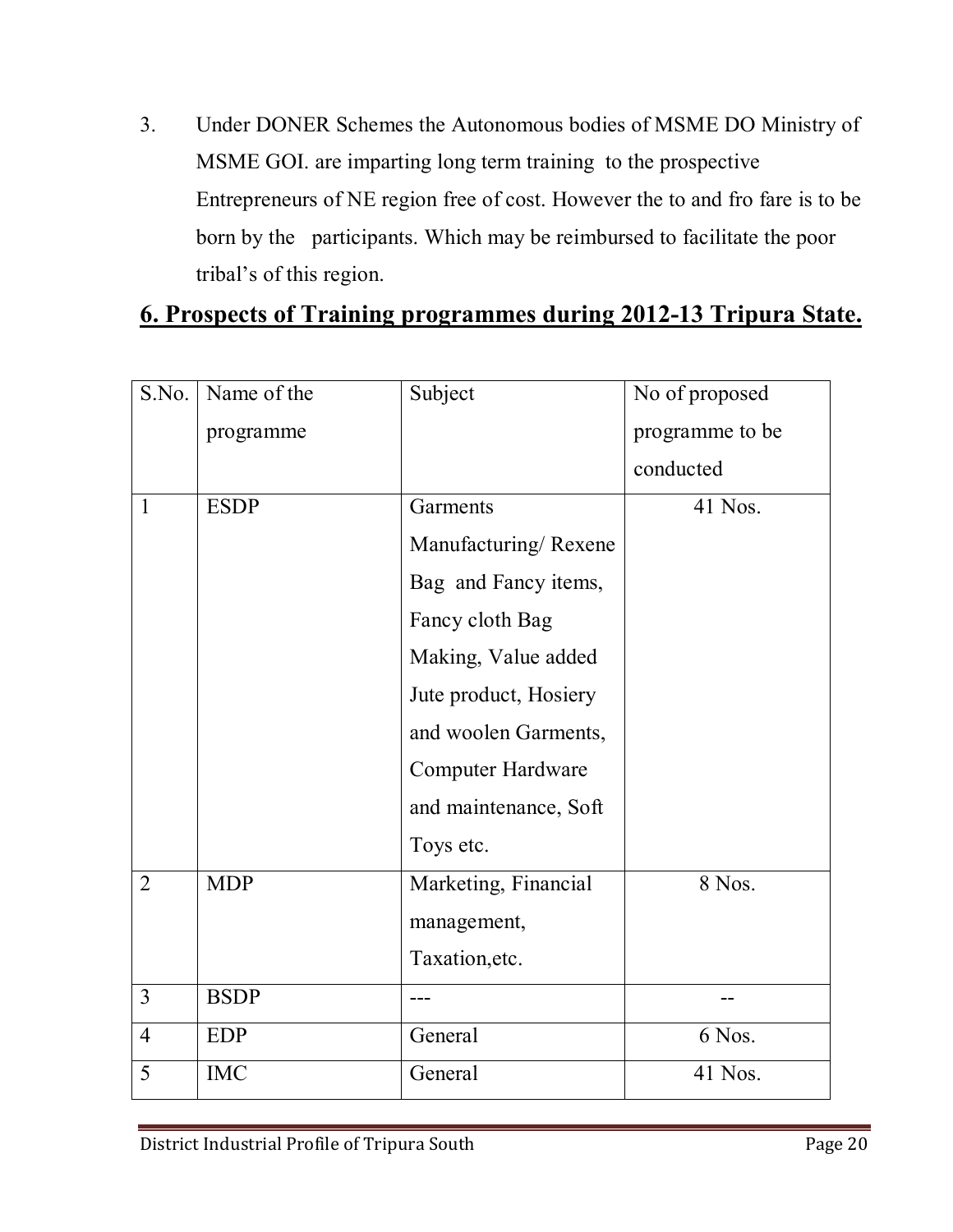3. Under DONER Schemes the Autonomous bodies of MSME DO Ministry of MSME GOI. are imparting long term training to the prospective Entrepreneurs of NE region free of cost. However the to and fro fare is to be born by the participants. Which may be reimbursed to facilitate the poor tribal's of this region.

## 6. Prospects of Training programmes during 2012-13 Tripura State.

| S.No. | Name of the programme | Subject | No of proposed programme to be conducted |
|---|---|---|---|
| 1 | ESDP | Garments Manufacturing/ Rexene Bag and Fancy items, Fancy cloth Bag Making, Value added Jute product, Hosiery and woolen Garments, Computer Hardware and maintenance, Soft Toys etc. | 41 Nos. |
| 2 | MDP | Marketing, Financial management, Taxation,etc. | 8 Nos. |
| 3 | BSDP | --- | -- |
| 4 | EDP | General | 6 Nos. |
| 5 | IMC | General | 41 Nos. |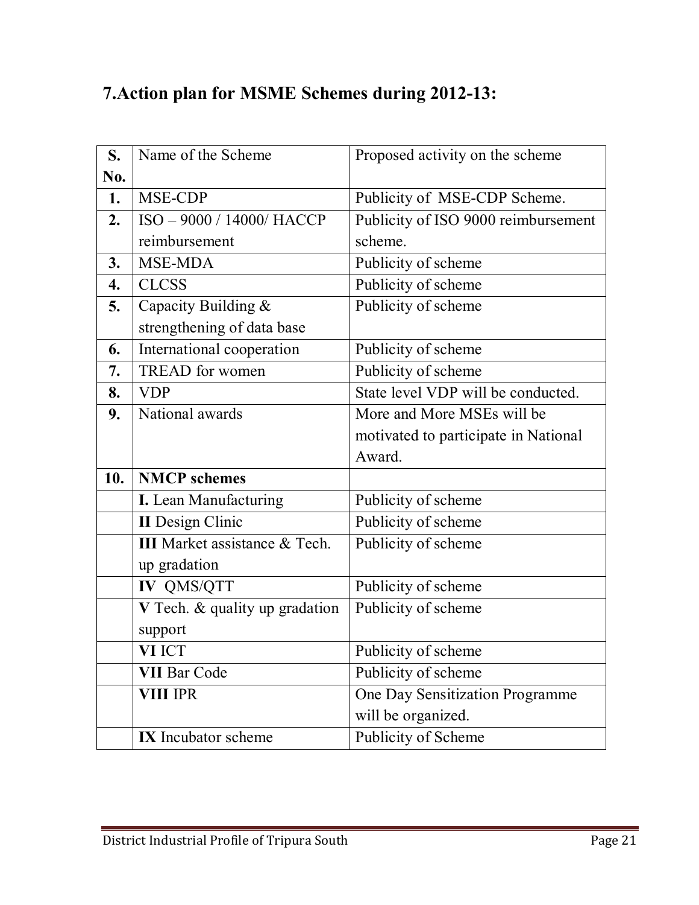## 7.Action plan for MSME Schemes during 2012-13:

| S. No. | Name of the Scheme | Proposed activity on the scheme |
|---|---|---|
| **1.** | MSE-CDP | Publicity of MSE-CDP Scheme. |
| **2.** | ISO – 9000 / 14000/ HACCP reimbursement | Publicity of ISO 9000 reimbursement scheme. |
| **3.** | MSE-MDA | Publicity of scheme |
| **4.** | CLCSS | Publicity of scheme |
| **5.** | Capacity Building & strengthening of data base | Publicity of scheme |
| **6.** | International cooperation | Publicity of scheme |
| **7.** | TREAD for women | Publicity of scheme |
| **8.** | VDP | State level VDP will be conducted. |
| **9.** | National awards | More and More MSEs will be motivated to participate in National Award. |
| **10.** | **NMCP schemes** | |
| | **I.** Lean Manufacturing | Publicity of scheme |
| | **II** Design Clinic | Publicity of scheme |
| | **III** Market assistance & Tech. up gradation | Publicity of scheme |
| | **IV** QMS/QTT | Publicity of scheme |
| | **V** Tech. & quality up gradation support | Publicity of scheme |
| | **VI** ICT | Publicity of scheme |
| | **VII** Bar Code | Publicity of scheme |
| | **VIII** IPR | One Day Sensitization Programme will be organized. |
| | **IX** Incubator scheme | Publicity of Scheme |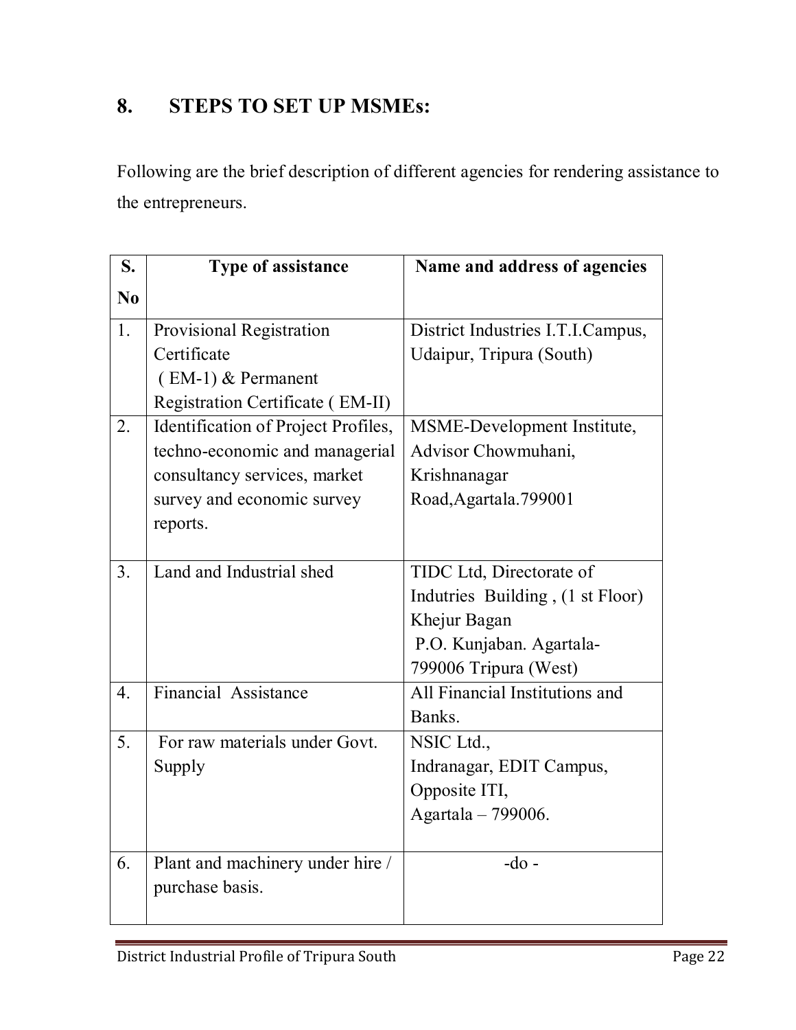## 8. STEPS TO SET UP MSMEs:

Following are the brief description of different agencies for rendering assistance to the entrepreneurs.

| S. No | Type of assistance | Name and address of agencies |
|---|---|---|
| 1. | Provisional Registration Certificate ( EM-1) & Permanent Registration Certificate ( EM-II) | District Industries I.T.I.Campus, Udaipur, Tripura (South) |
| 2. | Identification of Project Profiles, techno-economic and managerial consultancy services, market survey and economic survey reports. | MSME-Development Institute, Advisor Chowmuhani, Krishnanagar Road,Agartala.799001 |
| 3. | Land and Industrial shed | TIDC Ltd, Directorate of Indutries Building , (1 st Floor) Khejur Bagan P.O. Kunjaban. Agartala-799006 Tripura (West) |
| 4. | Financial Assistance | All Financial Institutions and Banks. |
| 5. | For raw materials under Govt. Supply | NSIC Ltd., Indranagar, EDIT Campus, Opposite ITI, Agartala – 799006. |
| 6. | Plant and machinery under hire / purchase basis. | -do - |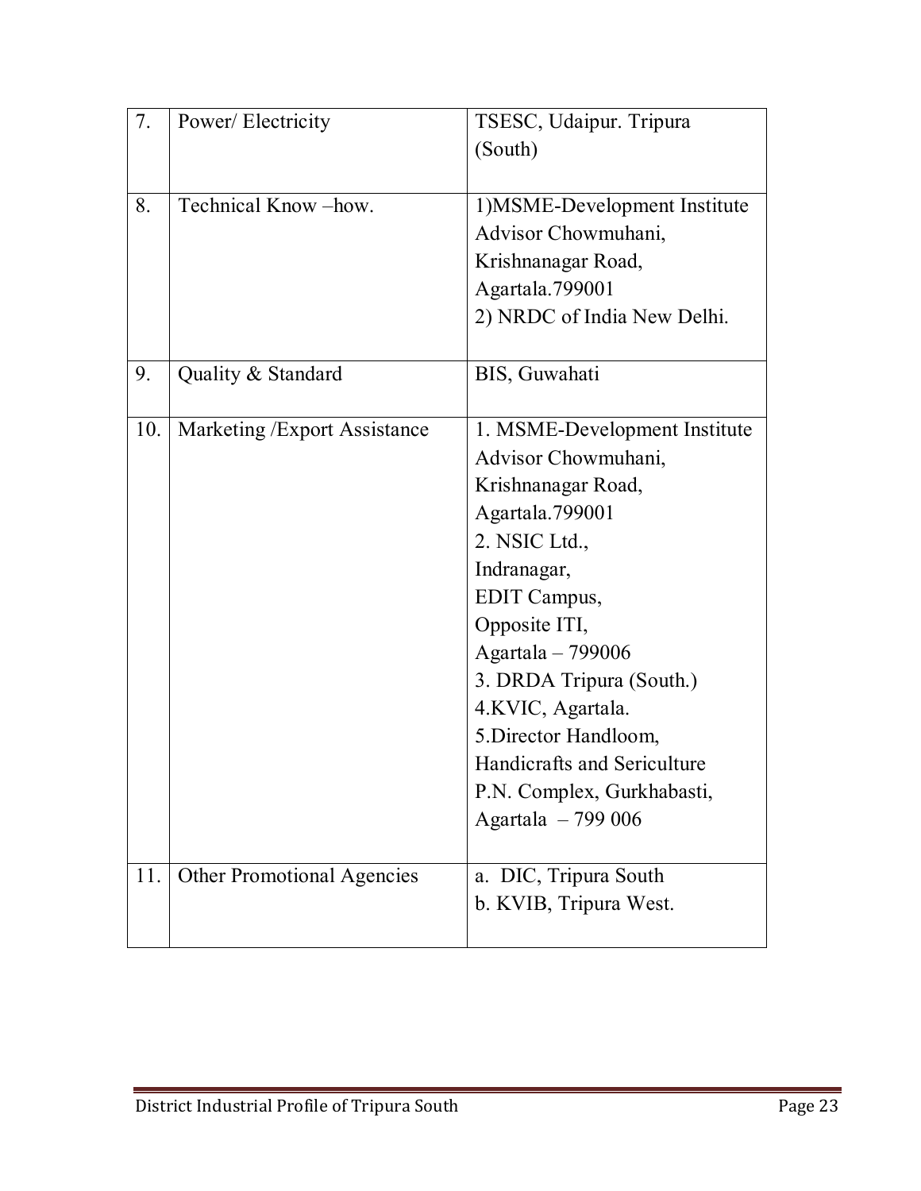| 7. | Power/ Electricity | TSESC, Udaipur. Tripura (South) |
|---|---|---|
| 8. | Technical Know –how. | 1)MSME-Development Institute Advisor Chowmuhani, Krishnanagar Road, Agartala.799001<br>2) NRDC of India New Delhi. |
| 9. | Quality & Standard | BIS, Guwahati |
| 10. | Marketing /Export Assistance | 1. MSME-Development Institute Advisor Chowmuhani, Krishnanagar Road, Agartala.799001<br>2. NSIC Ltd., Indranagar, EDIT Campus, Opposite ITI, Agartala – 799006<br>3. DRDA Tripura (South.)<br>4.KVIC, Agartala.<br>5.Director Handloom, Handicrafts and Sericulture P.N. Complex, Gurkhabasti, Agartala – 799 006 |
| 11. | Other Promotional Agencies | a. DIC, Tripura South<br>b. KVIB, Tripura West. |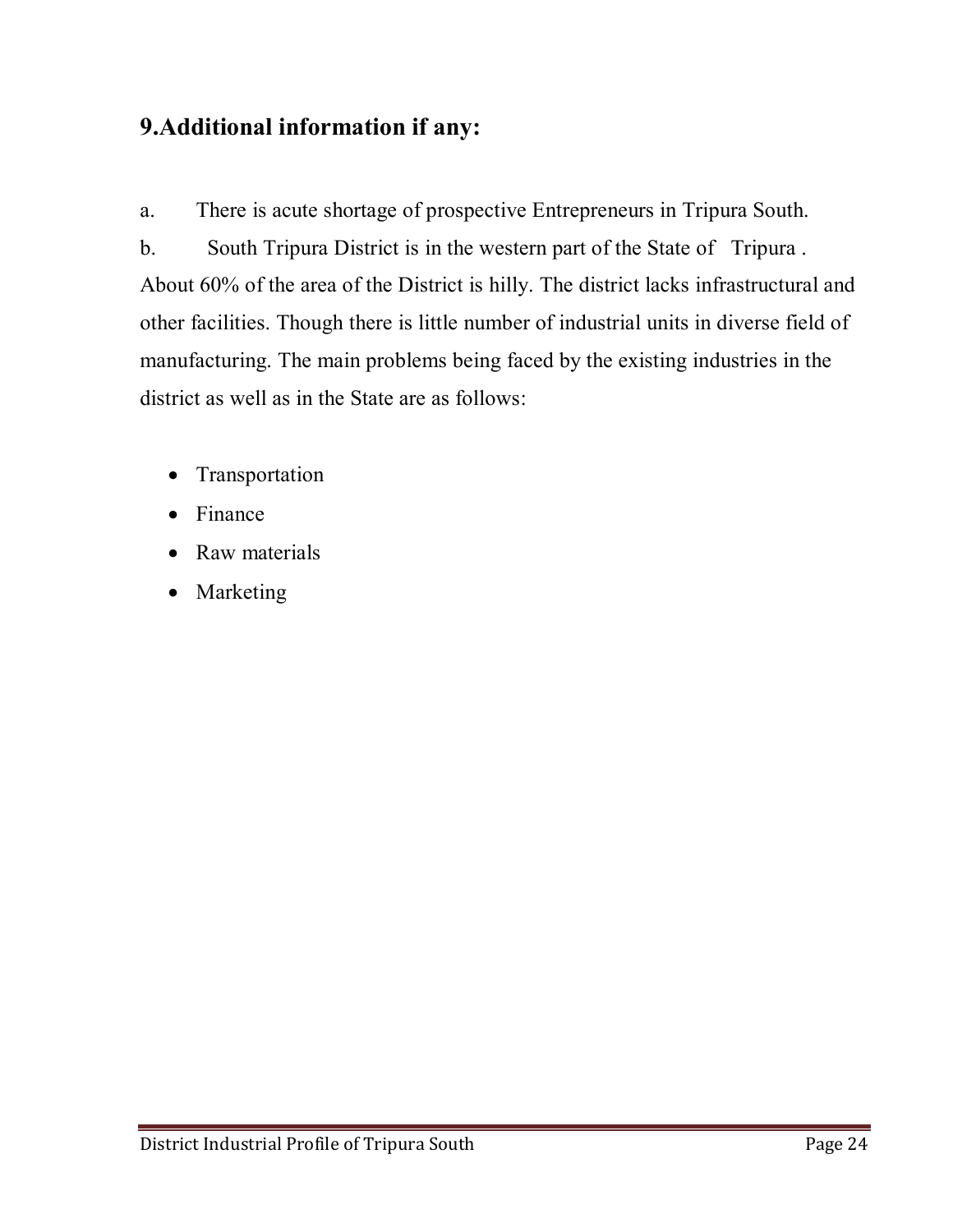## 9.Additional information if any:

a. There is acute shortage of prospective Entrepreneurs in Tripura South.

b. South Tripura District is in the western part of the State of Tripura . About 60% of the area of the District is hilly. The district lacks infrastructural and other facilities. Though there is little number of industrial units in diverse field of manufacturing. The main problems being faced by the existing industries in the district as well as in the State are as follows:

- Transportation
- Finance
- Raw materials
- Marketing